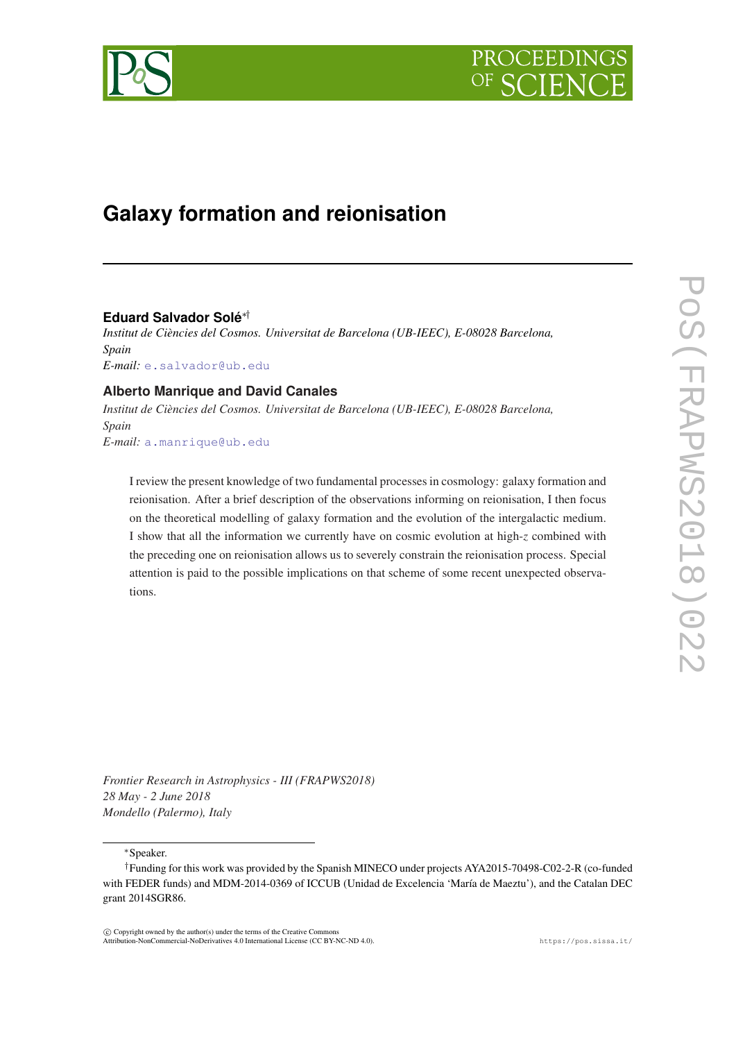# Galaxy formation and reionisation

**Eduard Salvador Solé**[∗†]

*Institut de Ciències del Cosmos. Universitat de Barcelona (UB-IEEC), E-08028 Barcelona, Spain*
*E-mail:* e.salvador@ub.edu

**Alberto Manrique and David Canales**

*Institut de Ciències del Cosmos. Universitat de Barcelona (UB-IEEC), E-08028 Barcelona, Spain*
*E-mail:* a.manrique@ub.edu

I review the present knowledge of two fundamental processes in cosmology: galaxy formation and reionisation. After a brief description of the observations informing on reionisation, I then focus on the theoretical modelling of galaxy formation and the evolution of the intergalactic medium. I show that all the information we currently have on cosmic evolution at high-$z$ combined with the preceding one on reionisation allows us to severely constrain the reionisation process. Special attention is paid to the possible implications on that scheme of some recent unexpected observations.

*Frontier Research in Astrophysics - III (FRAPWS2018)*
*28 May - 2 June 2018*
*Mondello (Palermo), Italy*

∗Speaker.

†Funding for this work was provided by the Spanish MINECO under projects AYA2015-70498-C02-2-R (co-funded with FEDER funds) and MDM-2014-0369 of ICCUB (Unidad de Excelencia 'María de Maeztu'), and the Catalan DEC grant 2014SGR86.

© Copyright owned by the author(s) under the terms of the Creative Commons Attribution-NonCommercial-NoDerivatives 4.0 International License (CC BY-NC-ND 4.0).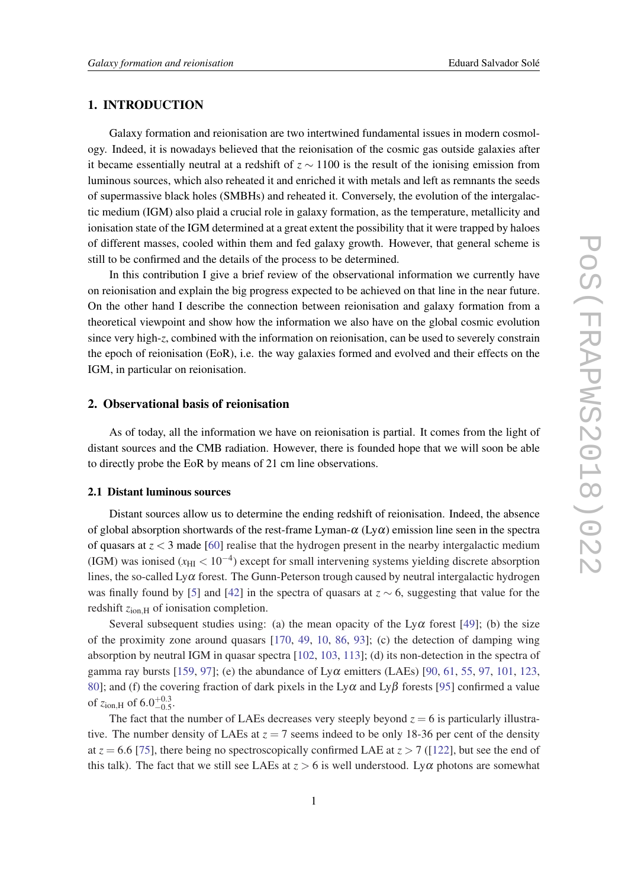## 1. INTRODUCTION

Galaxy formation and reionisation are two intertwined fundamental issues in modern cosmology. Indeed, it is nowadays believed that the reionisation of the cosmic gas outside galaxies after it became essentially neutral at a redshift of $z \sim 1100$ is the result of the ionising emission from luminous sources, which also reheated it and enriched it with metals and left as remnants the seeds of supermassive black holes (SMBHs) and reheated it. Conversely, the evolution of the intergalactic medium (IGM) also plaid a crucial role in galaxy formation, as the temperature, metallicity and ionisation state of the IGM determined at a great extent the possibility that it were trapped by haloes of different masses, cooled within them and fed galaxy growth. However, that general scheme is still to be confirmed and the details of the process to be determined.

In this contribution I give a brief review of the observational information we currently have on reionisation and explain the big progress expected to be achieved on that line in the near future. On the other hand I describe the connection between reionisation and galaxy formation from a theoretical viewpoint and show how the information we also have on the global cosmic evolution since very high-$z$, combined with the information on reionisation, can be used to severely constrain the epoch of reionisation (EoR), i.e. the way galaxies formed and evolved and their effects on the IGM, in particular on reionisation.

## 2. Observational basis of reionisation

As of today, all the information we have on reionisation is partial. It comes from the light of distant sources and the CMB radiation. However, there is founded hope that we will soon be able to directly probe the EoR by means of 21 cm line observations.

### 2.1 Distant luminous sources

Distant sources allow us to determine the ending redshift of reionisation. Indeed, the absence of global absorption shortwards of the rest-frame Lyman-$\alpha$ (Ly$\alpha$) emission line seen in the spectra of quasars at $z < 3$ made [60] realise that the hydrogen present in the nearby intergalactic medium (IGM) was ionised ($x_{\rm HI} < 10^{-4}$) except for small intervening systems yielding discrete absorption lines, the so-called Ly$\alpha$ forest. The Gunn-Peterson trough caused by neutral intergalactic hydrogen was finally found by [5] and [42] in the spectra of quasars at $z \sim 6$, suggesting that value for the redshift $z_{\rm ion,H}$ of ionisation completion.

Several subsequent studies using: (a) the mean opacity of the Ly$\alpha$ forest [49]; (b) the size of the proximity zone around quasars [170, 49, 10, 86, 93]; (c) the detection of damping wing absorption by neutral IGM in quasar spectra [102, 103, 113]; (d) its non-detection in the spectra of gamma ray bursts [159, 97]; (e) the abundance of Ly$\alpha$ emitters (LAEs) [90, 61, 55, 97, 101, 123, 80]; and (f) the covering fraction of dark pixels in the Ly$\alpha$ and Ly$\beta$ forests [95] confirmed a value of $z_{\rm ion,H}$ of $6.0^{+0.3}_{-0.5}$.

The fact that the number of LAEs decreases very steeply beyond $z = 6$ is particularly illustrative. The number density of LAEs at $z = 7$ seems indeed to be only 18-36 per cent of the density at $z = 6.6$ [75], there being no spectroscopically confirmed LAE at $z > 7$ ([122], but see the end of this talk). The fact that we still see LAEs at $z > 6$ is well understood. Ly$\alpha$ photons are somewhat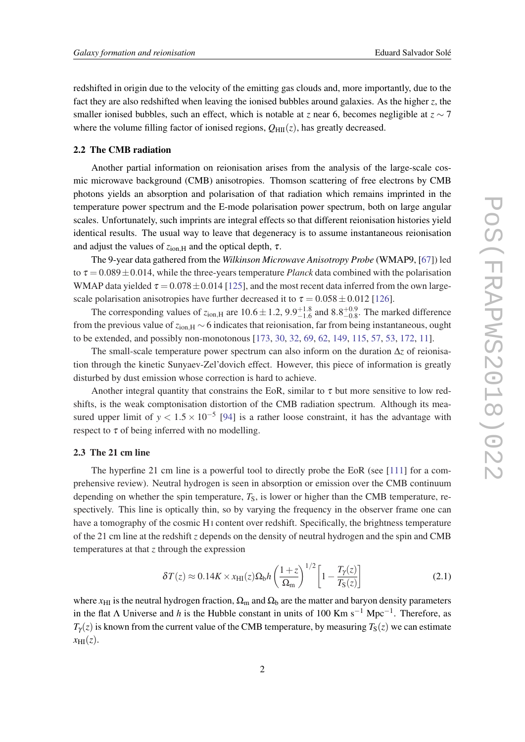redshifted in origin due to the velocity of the emitting gas clouds and, more importantly, due to the fact they are also redshifted when leaving the ionised bubbles around galaxies. As the higher $z$, the smaller ionised bubbles, such an effect, which is notable at $z$ near 6, becomes negligible at $z \sim 7$ where the volume filling factor of ionised regions, $Q_{\rm HII}(z)$, has greatly decreased.

### 2.2 The CMB radiation

Another partial information on reionisation arises from the analysis of the large-scale cosmic microwave background (CMB) anisotropies. Thomson scattering of free electrons by CMB photons yields an absorption and polarisation of that radiation which remains imprinted in the temperature power spectrum and the E-mode polarisation power spectrum, both on large angular scales. Unfortunately, such imprints are integral effects so that different reionisation histories yield identical results. The usual way to leave that degeneracy is to assume instantaneous reionisation and adjust the values of $z_{\rm ion,H}$ and the optical depth, $\tau$.

The 9-year data gathered from the *Wilkinson Microwave Anisotropy Probe* (WMAP9, [67]) led to $\tau = 0.089 \pm 0.014$, while the three-years temperature *Planck* data combined with the polarisation WMAP data yielded $\tau = 0.078 \pm 0.014$ [125], and the most recent data inferred from the own large-scale polarisation anisotropies have further decreased it to $\tau = 0.058 \pm 0.012$ [126].

The corresponding values of $z_{\rm ion,H}$ are $10.6 \pm 1.2$, $9.9^{+1.8}_{-1.6}$ and $8.8^{+0.9}_{-0.8}$. The marked difference from the previous value of $z_{\rm ion,H} \sim 6$ indicates that reionisation, far from being instantaneous, ought to be extended, and possibly non-monotonous [173, 30, 32, 69, 62, 149, 115, 57, 53, 172, 11].

The small-scale temperature power spectrum can also inform on the duration $\Delta z$ of reionisation through the kinetic Sunyaev-Zel'dovich effect. However, this piece of information is greatly disturbed by dust emission whose correction is hard to achieve.

Another integral quantity that constrains the EoR, similar to $\tau$ but more sensitive to low redshifts, is the weak comptonisation distortion of the CMB radiation spectrum. Although its measured upper limit of $y < 1.5 \times 10^{-5}$ [94] is a rather loose constraint, it has the advantage with respect to $\tau$ of being inferred with no modelling.

### 2.3 The 21 cm line

The hyperfine 21 cm line is a powerful tool to directly probe the EoR (see [111] for a comprehensive review). Neutral hydrogen is seen in absorption or emission over the CMB continuum depending on whether the spin temperature, $T_{\rm S}$, is lower or higher than the CMB temperature, respectively. This line is optically thin, so by varying the frequency in the observer frame one can have a tomography of the cosmic H I content over redshift. Specifically, the brightness temperature of the 21 cm line at the redshift $z$ depends on the density of neutral hydrogen and the spin and CMB temperatures at that $z$ through the expression

$$\delta T(z) \approx 0.14K \times x_{\rm HI}(z)\Omega_{\rm b}h \left(\frac{1+z}{\Omega_{\rm m}}\right)^{1/2} \left[1 - \frac{T_\gamma(z)}{T_{\rm S}(z)}\right] \tag{2.1}$$

where $x_{\rm HI}$ is the neutral hydrogen fraction, $\Omega_{\rm m}$ and $\Omega_{\rm b}$ are the matter and baryon density parameters in the flat $\Lambda$ Universe and $h$ is the Hubble constant in units of 100 Km s$^{-1}$ Mpc$^{-1}$. Therefore, as $T_\gamma(z)$ is known from the current value of the CMB temperature, by measuring $T_{\rm S}(z)$ we can estimate $x_{\rm HI}(z)$.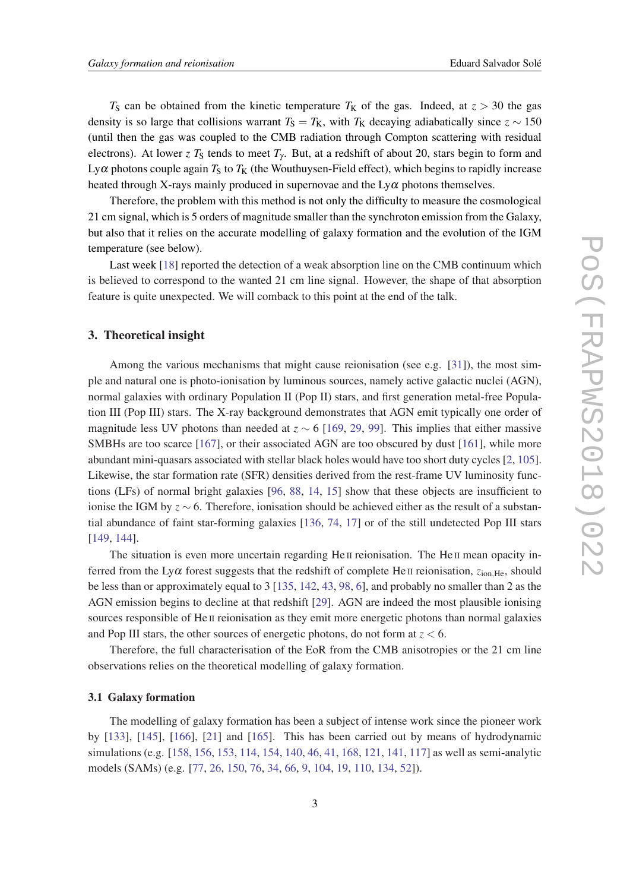$T_S$ can be obtained from the kinetic temperature $T_K$ of the gas. Indeed, at $z > 30$ the gas density is so large that collisions warrant $T_S = T_K$, with $T_K$ decaying adiabatically since $z \sim 150$ (until then the gas was coupled to the CMB radiation through Compton scattering with residual electrons). At lower $z$ $T_S$ tends to meet $T_\gamma$. But, at a redshift of about 20, stars begin to form and Ly$\alpha$ photons couple again $T_S$ to $T_K$ (the Wouthuysen-Field effect), which begins to rapidly increase heated through X-rays mainly produced in supernovae and the Ly$\alpha$ photons themselves.

Therefore, the problem with this method is not only the difficulty to measure the cosmological 21 cm signal, which is 5 orders of magnitude smaller than the synchroton emission from the Galaxy, but also that it relies on the accurate modelling of galaxy formation and the evolution of the IGM temperature (see below).

Last week [18] reported the detection of a weak absorption line on the CMB continuum which is believed to correspond to the wanted 21 cm line signal. However, the shape of that absorption feature is quite unexpected. We will comback to this point at the end of the talk.

## 3. Theoretical insight

Among the various mechanisms that might cause reionisation (see e.g. [31]), the most simple and natural one is photo-ionisation by luminous sources, namely active galactic nuclei (AGN), normal galaxies with ordinary Population II (Pop II) stars, and first generation metal-free Population III (Pop III) stars. The X-ray background demonstrates that AGN emit typically one order of magnitude less UV photons than needed at $z \sim 6$ [169, 29, 99]. This implies that either massive SMBHs are too scarce [167], or their associated AGN are too obscured by dust [161], while more abundant mini-quasars associated with stellar black holes would have too short duty cycles [2, 105]. Likewise, the star formation rate (SFR) densities derived from the rest-frame UV luminosity functions (LFs) of normal bright galaxies [96, 88, 14, 15] show that these objects are insufficient to ionise the IGM by $z \sim 6$. Therefore, ionisation should be achieved either as the result of a substantial abundance of faint star-forming galaxies [136, 74, 17] or of the still undetected Pop III stars [149, 144].

The situation is even more uncertain regarding He II reionisation. The He II mean opacity inferred from the Ly$\alpha$ forest suggests that the redshift of complete He II reionisation, $z_{\rm ion,He}$, should be less than or approximately equal to 3 [135, 142, 43, 98, 6], and probably no smaller than 2 as the AGN emission begins to decline at that redshift [29]. AGN are indeed the most plausible ionising sources responsible of He II reionisation as they emit more energetic photons than normal galaxies and Pop III stars, the other sources of energetic photons, do not form at $z < 6$.

Therefore, the full characterisation of the EoR from the CMB anisotropies or the 21 cm line observations relies on the theoretical modelling of galaxy formation.

### 3.1 Galaxy formation

The modelling of galaxy formation has been a subject of intense work since the pioneer work by [133], [145], [166], [21] and [165]. This has been carried out by means of hydrodynamic simulations (e.g. [158, 156, 153, 114, 154, 140, 46, 41, 168, 121, 141, 117] as well as semi-analytic models (SAMs) (e.g. [77, 26, 150, 76, 34, 66, 9, 104, 19, 110, 134, 52]).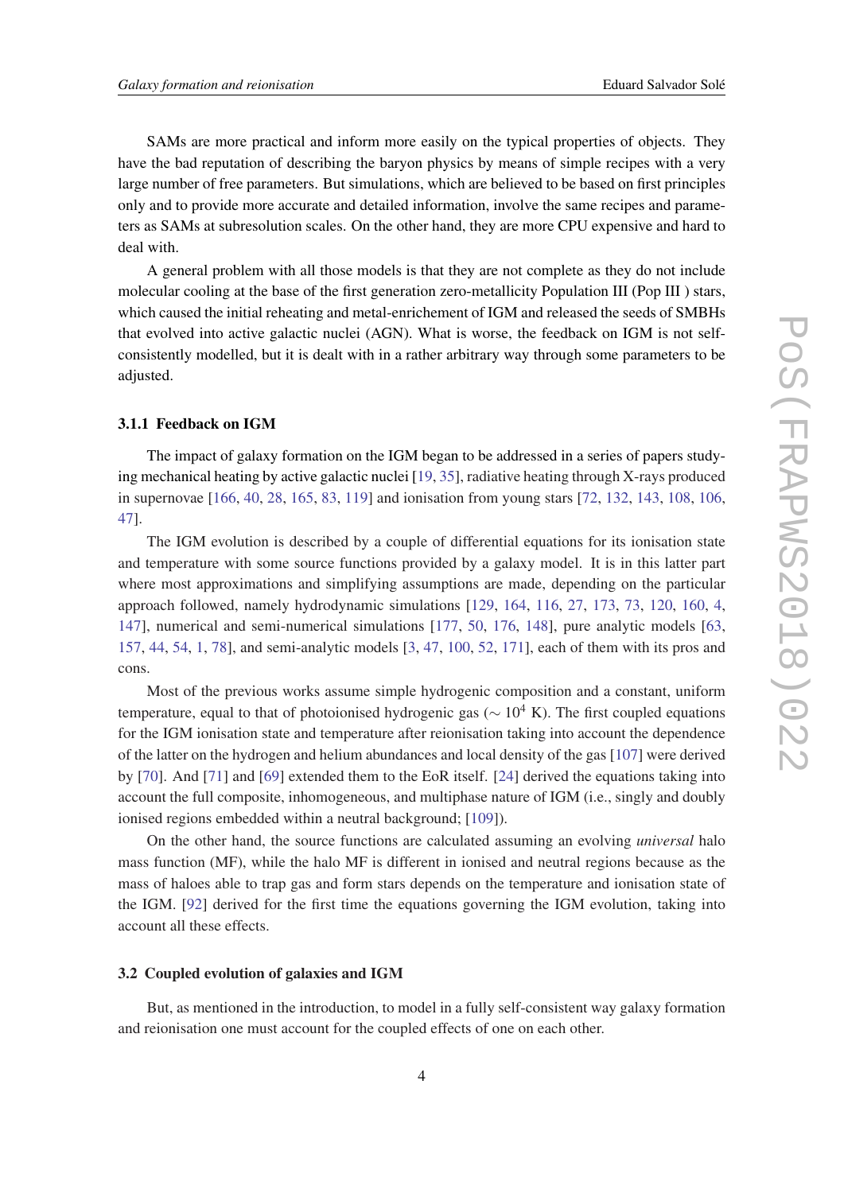SAMs are more practical and inform more easily on the typical properties of objects. They have the bad reputation of describing the baryon physics by means of simple recipes with a very large number of free parameters. But simulations, which are believed to be based on first principles only and to provide more accurate and detailed information, involve the same recipes and parameters as SAMs at subresolution scales. On the other hand, they are more CPU expensive and hard to deal with.

A general problem with all those models is that they are not complete as they do not include molecular cooling at the base of the first generation zero-metallicity Population III (Pop III ) stars, which caused the initial reheating and metal-enrichement of IGM and released the seeds of SMBHs that evolved into active galactic nuclei (AGN). What is worse, the feedback on IGM is not self-consistently modelled, but it is dealt with in a rather arbitrary way through some parameters to be adjusted.

### 3.1.1 Feedback on IGM

The impact of galaxy formation on the IGM began to be addressed in a series of papers studying mechanical heating by active galactic nuclei [19, 35], radiative heating through X-rays produced in supernovae [166, 40, 28, 165, 83, 119] and ionisation from young stars [72, 132, 143, 108, 106, 47].

The IGM evolution is described by a couple of differential equations for its ionisation state and temperature with some source functions provided by a galaxy model. It is in this latter part where most approximations and simplifying assumptions are made, depending on the particular approach followed, namely hydrodynamic simulations [129, 164, 116, 27, 173, 73, 120, 160, 4, 147], numerical and semi-numerical simulations [177, 50, 176, 148], pure analytic models [63, 157, 44, 54, 1, 78], and semi-analytic models [3, 47, 100, 52, 171], each of them with its pros and cons.

Most of the previous works assume simple hydrogenic composition and a constant, uniform temperature, equal to that of photoionised hydrogenic gas ($\sim 10^4$ K). The first coupled equations for the IGM ionisation state and temperature after reionisation taking into account the dependence of the latter on the hydrogen and helium abundances and local density of the gas [107] were derived by [70]. And [71] and [69] extended them to the EoR itself. [24] derived the equations taking into account the full composite, inhomogeneous, and multiphase nature of IGM (i.e., singly and doubly ionised regions embedded within a neutral background; [109]).

On the other hand, the source functions are calculated assuming an evolving *universal* halo mass function (MF), while the halo MF is different in ionised and neutral regions because as the mass of haloes able to trap gas and form stars depends on the temperature and ionisation state of the IGM. [92] derived for the first time the equations governing the IGM evolution, taking into account all these effects.

## 3.2 Coupled evolution of galaxies and IGM

But, as mentioned in the introduction, to model in a fully self-consistent way galaxy formation and reionisation one must account for the coupled effects of one on each other.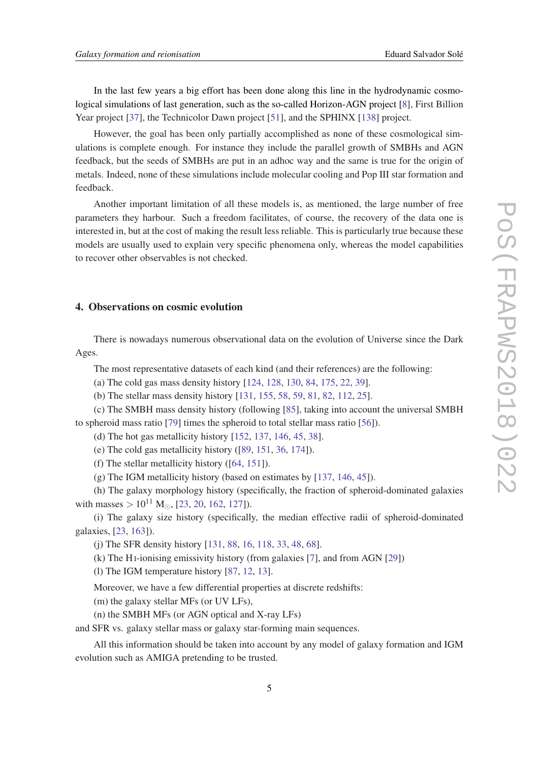In the last few years a big effort has been done along this line in the hydrodynamic cosmological simulations of last generation, such as the so-called Horizon-AGN project [8], First Billion Year project [37], the Technicolor Dawn project [51], and the SPHINX [138] project.

However, the goal has been only partially accomplished as none of these cosmological simulations is complete enough. For instance they include the parallel growth of SMBHs and AGN feedback, but the seeds of SMBHs are put in an adhoc way and the same is true for the origin of metals. Indeed, none of these simulations include molecular cooling and Pop III star formation and feedback.

Another important limitation of all these models is, as mentioned, the large number of free parameters they harbour. Such a freedom facilitates, of course, the recovery of the data one is interested in, but at the cost of making the result less reliable. This is particularly true because these models are usually used to explain very specific phenomena only, whereas the model capabilities to recover other observables is not checked.

## 4. Observations on cosmic evolution

There is nowadays numerous observational data on the evolution of Universe since the Dark Ages.

The most representative datasets of each kind (and their references) are the following:

(a) The cold gas mass density history [124, 128, 130, 84, 175, 22, 39].

(b) The stellar mass density history [131, 155, 58, 59, 81, 82, 112, 25].

(c) The SMBH mass density history (following [85], taking into account the universal SMBH to spheroid mass ratio [79] times the spheroid to total stellar mass ratio [56]).

(d) The hot gas metallicity history [152, 137, 146, 45, 38].

(e) The cold gas metallicity history ([89, 151, 36, 174]).

(f) The stellar metallicity history ([64, 151]).

(g) The IGM metallicity history (based on estimates by [137, 146, 45]).

(h) The galaxy morphology history (specifically, the fraction of spheroid-dominated galaxies with masses $> 10^{11}$ M$_\odot$, [23, 20, 162, 127]).

(i) The galaxy size history (specifically, the median effective radii of spheroid-dominated galaxies, [23, 163]).

(j) The SFR density history [131, 88, 16, 118, 33, 48, 68].

(k) The H I-ionising emissivity history (from galaxies [7], and from AGN [29])

(l) The IGM temperature history [87, 12, 13].

Moreover, we have a few differential properties at discrete redshifts:

(m) the galaxy stellar MFs (or UV LFs),

(n) the SMBH MFs (or AGN optical and X-ray LFs)

and SFR vs. galaxy stellar mass or galaxy star-forming main sequences.

All this information should be taken into account by any model of galaxy formation and IGM evolution such as AMIGA pretending to be trusted.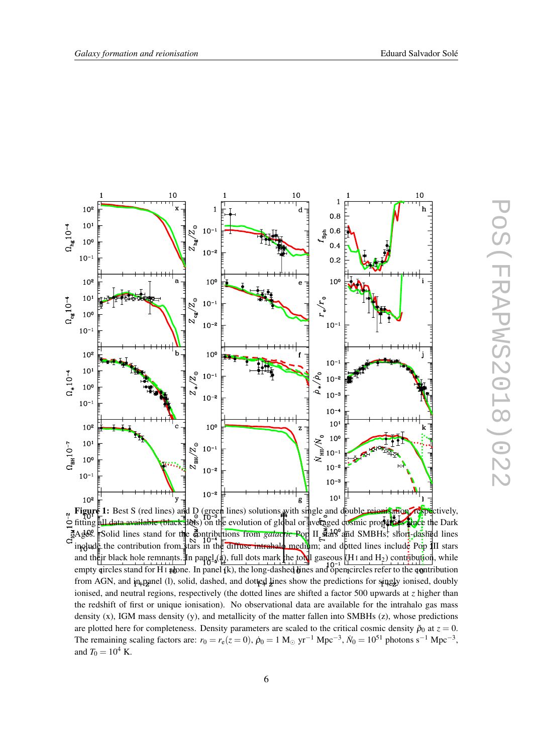**Figure 1:** Best S (red lines) and D (green lines) solutions with single and double reionisation, respectively, fitting all data available (black dots) on the evolution of global or averaged cosmic properties since the Dark Ages. Solid lines stand for the contributions from *galactic* Pop II stars and SMBHs; short-dashed lines include the contribution from stars in the diffuse intrahalo medium; and dotted lines include Pop III stars and their black hole remnants. In panel (a), full dots mark the total gaseous (H I and $H_2$) contribution, while empty circles stand for H I alone. In panel (k), the long-dashed lines and open circles refer to the contribution from AGN, and in panel (l), solid, dashed, and dotted lines show the predictions for singly ionised, doubly ionised, and neutral regions, respectively (the dotted lines are shifted a factor 500 upwards at $z$ higher than the redshift of first or unique ionisation). No observational data are available for the intrahalo gas mass density (x), IGM mass density (y), and metallicity of the matter fallen into SMBHs (z), whose predictions are plotted here for completeness. Density parameters are scaled to the critical cosmic density $\bar{\rho}_0$ at $z = 0$. The remaining scaling factors are: $r_0 = r_e(z = 0)$, $\dot{\rho}_0 = 1$ M$_\odot$ yr$^{-1}$ Mpc$^{-3}$, $\dot{N}_0 = 10^{51}$ photons s$^{-1}$ Mpc$^{-3}$, and $T_0 = 10^4$ K.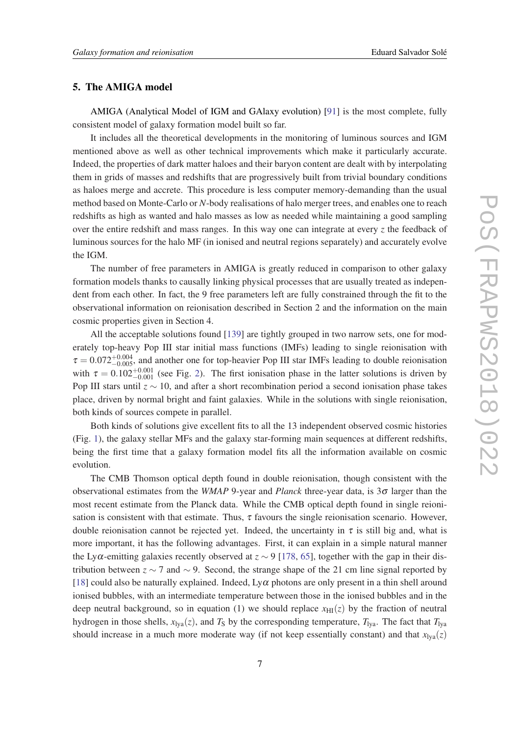## 5. The AMIGA model

AMIGA (Analytical Model of IGM and GAlaxy evolution) [91] is the most complete, fully consistent model of galaxy formation model built so far.

It includes all the theoretical developments in the monitoring of luminous sources and IGM mentioned above as well as other technical improvements which make it particularly accurate. Indeed, the properties of dark matter haloes and their baryon content are dealt with by interpolating them in grids of masses and redshifts that are progressively built from trivial boundary conditions as haloes merge and accrete. This procedure is less computer memory-demanding than the usual method based on Monte-Carlo or $N$-body realisations of halo merger trees, and enables one to reach redshifts as high as wanted and halo masses as low as needed while maintaining a good sampling over the entire redshift and mass ranges. In this way one can integrate at every $z$ the feedback of luminous sources for the halo MF (in ionised and neutral regions separately) and accurately evolve the IGM.

The number of free parameters in AMIGA is greatly reduced in comparison to other galaxy formation models thanks to causally linking physical processes that are usually treated as independent from each other. In fact, the 9 free parameters left are fully constrained through the fit to the observational information on reionisation described in Section 2 and the information on the main cosmic properties given in Section 4.

All the acceptable solutions found [139] are tightly grouped in two narrow sets, one for moderately top-heavy Pop III star initial mass functions (IMFs) leading to single reionisation with $\tau = 0.072^{+0.004}_{-0.005}$, and another one for top-heavier Pop III star IMFs leading to double reionisation with $\tau = 0.102^{+0.001}_{-0.001}$ (see Fig. 2). The first ionisation phase in the latter solutions is driven by Pop III stars until $z \sim 10$, and after a short recombination period a second ionisation phase takes place, driven by normal bright and faint galaxies. While in the solutions with single reionisation, both kinds of sources compete in parallel.

Both kinds of solutions give excellent fits to all the 13 independent observed cosmic histories (Fig. 1), the galaxy stellar MFs and the galaxy star-forming main sequences at different redshifts, being the first time that a galaxy formation model fits all the information available on cosmic evolution.

The CMB Thomson optical depth found in double reionisation, though consistent with the observational estimates from the *WMAP* 9-year and *Planck* three-year data, is $3\sigma$ larger than the most recent estimate from the Planck data. While the CMB optical depth found in single reionisation is consistent with that estimate. Thus, $\tau$ favours the single reionisation scenario. However, double reionisation cannot be rejected yet. Indeed, the uncertainty in $\tau$ is still big and, what is more important, it has the following advantages. First, it can explain in a simple natural manner the Ly$\alpha$-emitting galaxies recently observed at $z \sim 9$ [178, 65], together with the gap in their distribution between $z \sim 7$ and $\sim 9$. Second, the strange shape of the 21 cm line signal reported by [18] could also be naturally explained. Indeed, Ly$\alpha$ photons are only present in a thin shell around ionised bubbles, with an intermediate temperature between those in the ionised bubbles and in the deep neutral background, so in equation (1) we should replace $x_{\rm HI}(z)$ by the fraction of neutral hydrogen in those shells, $x_{\rm lya}(z)$, and $T_{\rm S}$ by the corresponding temperature, $T_{\rm lya}$. The fact that $T_{\rm lya}$ should increase in a much more moderate way (if not keep essentially constant) and that $x_{\rm lya}(z)$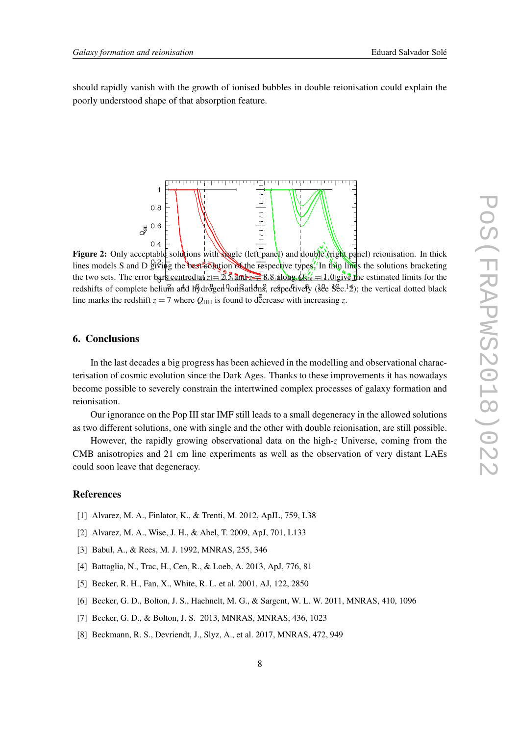should rapidly vanish with the growth of ionised bubbles in double reionisation could explain the poorly understood shape of that absorption feature.

1

0.8

$Q_{SII}$ 0.6

0.4

0.2

0 2 4 6 8 10 12 14 2 4 6 8 10 12 14

z

**Figure 2:** Only acceptable solutions with single (left panel) and double (right panel) reionisation. In thick lines models S and D giving the best solution of the respective types. In thin lines the solutions bracketing the two sets. The error bars centred at $z = 2.5$ and $z = 8.8$ along $Q_{SII} = 1.0$ give the estimated limits for the redshifts of complete helium and hydrogen ionisations, respectively (see Sec. 2); the vertical dotted black line marks the redshift $z = 7$ where $Q_{HII}$ is found to decrease with increasing $z$.

## 6. Conclusions

In the last decades a big progress has been achieved in the modelling and observational characterisation of cosmic evolution since the Dark Ages. Thanks to these improvements it has nowadays become possible to severely constrain the intertwined complex processes of galaxy formation and reionisation.

Our ignorance on the Pop III star IMF still leads to a small degeneracy in the allowed solutions as two different solutions, one with single and the other with double reionisation, are still possible.

However, the rapidly growing observational data on the high-$z$ Universe, coming from the CMB anisotropies and 21 cm line experiments as well as the observation of very distant LAEs could soon leave that degeneracy.

## References

[1] Alvarez, M. A., Finlator, K., & Trenti, M. 2012, ApJL, 759, L38

[2] Alvarez, M. A., Wise, J. H., & Abel, T. 2009, ApJ, 701, L133

[3] Babul, A., & Rees, M. J. 1992, MNRAS, 255, 346

[4] Battaglia, N., Trac, H., Cen, R., & Loeb, A. 2013, ApJ, 776, 81

[5] Becker, R. H., Fan, X., White, R. L. et al. 2001, AJ, 122, 2850

[6] Becker, G. D., Bolton, J. S., Haehnelt, M. G., & Sargent, W. L. W. 2011, MNRAS, 410, 1096

[7] Becker, G. D., & Bolton, J. S. 2013, MNRAS, MNRAS, 436, 1023

[8] Beckmann, R. S., Devriendt, J., Slyz, A., et al. 2017, MNRAS, 472, 949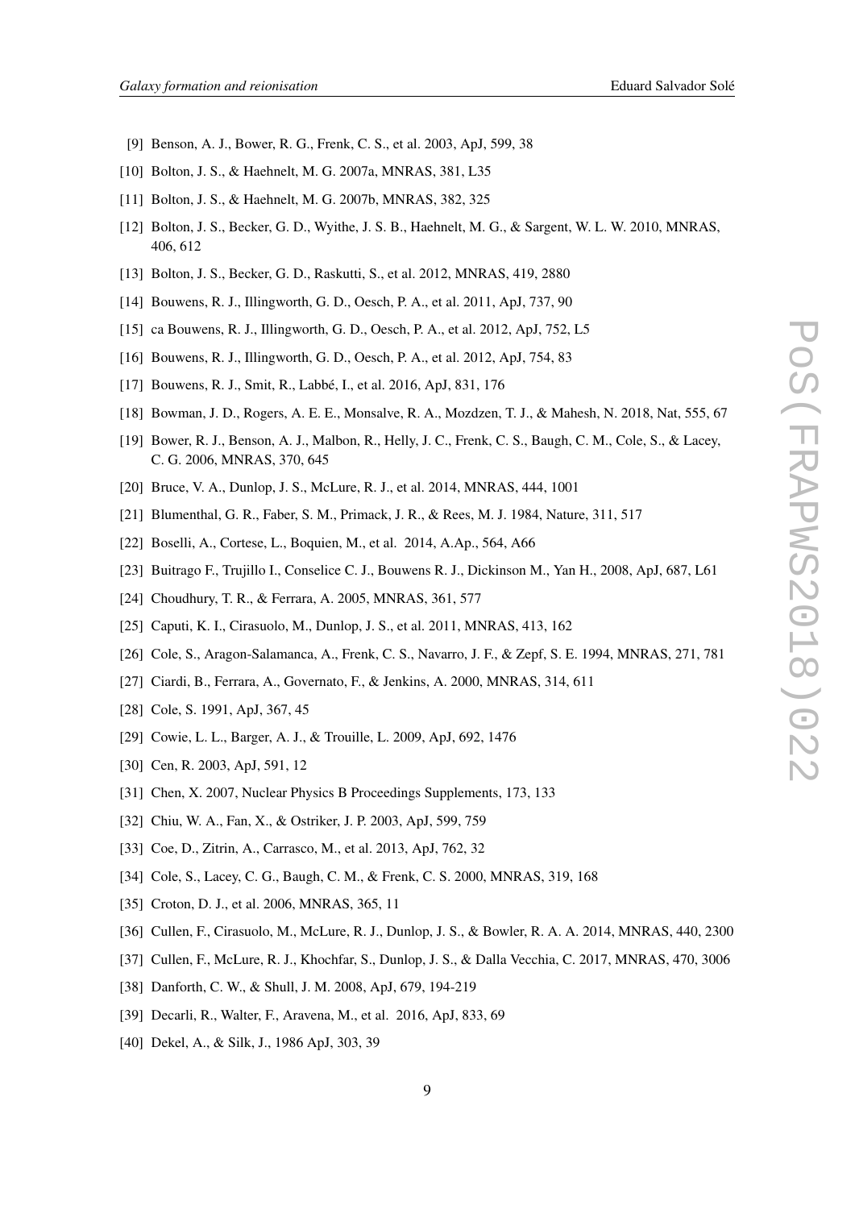[9] Benson, A. J., Bower, R. G., Frenk, C. S., et al. 2003, ApJ, 599, 38

[10] Bolton, J. S., & Haehnelt, M. G. 2007a, MNRAS, 381, L35

[11] Bolton, J. S., & Haehnelt, M. G. 2007b, MNRAS, 382, 325

[12] Bolton, J. S., Becker, G. D., Wyithe, J. S. B., Haehnelt, M. G., & Sargent, W. L. W. 2010, MNRAS, 406, 612

[13] Bolton, J. S., Becker, G. D., Raskutti, S., et al. 2012, MNRAS, 419, 2880

[14] Bouwens, R. J., Illingworth, G. D., Oesch, P. A., et al. 2011, ApJ, 737, 90

[15] ca Bouwens, R. J., Illingworth, G. D., Oesch, P. A., et al. 2012, ApJ, 752, L5

[16] Bouwens, R. J., Illingworth, G. D., Oesch, P. A., et al. 2012, ApJ, 754, 83

[17] Bouwens, R. J., Smit, R., Labbé, I., et al. 2016, ApJ, 831, 176

[18] Bowman, J. D., Rogers, A. E. E., Monsalve, R. A., Mozdzen, T. J., & Mahesh, N. 2018, Nat, 555, 67

[19] Bower, R. J., Benson, A. J., Malbon, R., Helly, J. C., Frenk, C. S., Baugh, C. M., Cole, S., & Lacey, C. G. 2006, MNRAS, 370, 645

[20] Bruce, V. A., Dunlop, J. S., McLure, R. J., et al. 2014, MNRAS, 444, 1001

[21] Blumenthal, G. R., Faber, S. M., Primack, J. R., & Rees, M. J. 1984, Nature, 311, 517

[22] Boselli, A., Cortese, L., Boquien, M., et al. 2014, A.Ap., 564, A66

[23] Buitrago F., Trujillo I., Conselice C. J., Bouwens R. J., Dickinson M., Yan H., 2008, ApJ, 687, L61

[24] Choudhury, T. R., & Ferrara, A. 2005, MNRAS, 361, 577

[25] Caputi, K. I., Cirasuolo, M., Dunlop, J. S., et al. 2011, MNRAS, 413, 162

[26] Cole, S., Aragon-Salamanca, A., Frenk, C. S., Navarro, J. F., & Zepf, S. E. 1994, MNRAS, 271, 781

[27] Ciardi, B., Ferrara, A., Governato, F., & Jenkins, A. 2000, MNRAS, 314, 611

[28] Cole, S. 1991, ApJ, 367, 45

[29] Cowie, L. L., Barger, A. J., & Trouille, L. 2009, ApJ, 692, 1476

[30] Cen, R. 2003, ApJ, 591, 12

[31] Chen, X. 2007, Nuclear Physics B Proceedings Supplements, 173, 133

[32] Chiu, W. A., Fan, X., & Ostriker, J. P. 2003, ApJ, 599, 759

[33] Coe, D., Zitrin, A., Carrasco, M., et al. 2013, ApJ, 762, 32

[34] Cole, S., Lacey, C. G., Baugh, C. M., & Frenk, C. S. 2000, MNRAS, 319, 168

[35] Croton, D. J., et al. 2006, MNRAS, 365, 11

[36] Cullen, F., Cirasuolo, M., McLure, R. J., Dunlop, J. S., & Bowler, R. A. A. 2014, MNRAS, 440, 2300

[37] Cullen, F., McLure, R. J., Khochfar, S., Dunlop, J. S., & Dalla Vecchia, C. 2017, MNRAS, 470, 3006

[38] Danforth, C. W., & Shull, J. M. 2008, ApJ, 679, 194-219

[39] Decarli, R., Walter, F., Aravena, M., et al. 2016, ApJ, 833, 69

[40] Dekel, A., & Silk, J., 1986 ApJ, 303, 39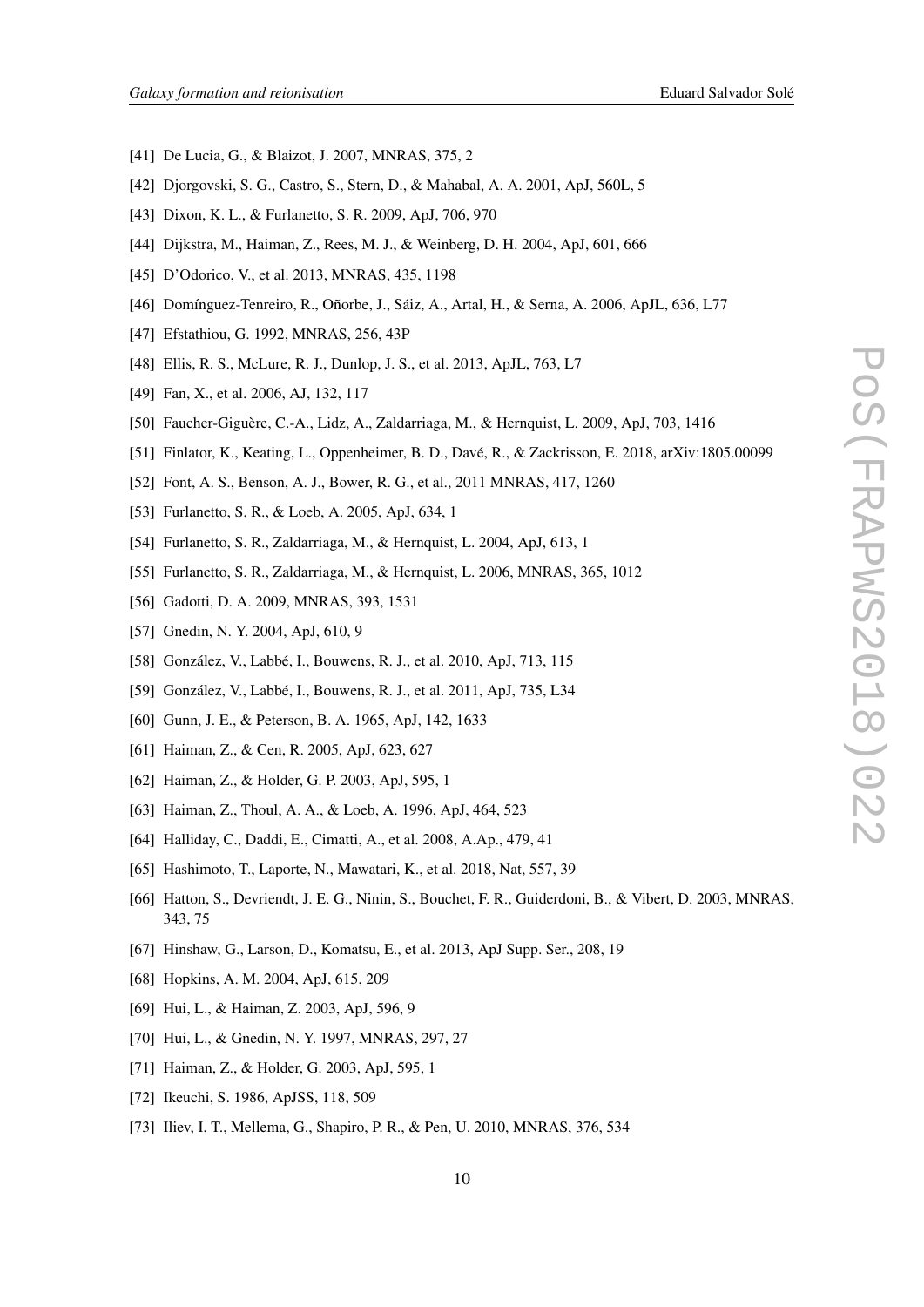[41] De Lucia, G., & Blaizot, J. 2007, MNRAS, 375, 2

[42] Djorgovski, S. G., Castro, S., Stern, D., & Mahabal, A. A. 2001, ApJ, 560L, 5

[43] Dixon, K. L., & Furlanetto, S. R. 2009, ApJ, 706, 970

[44] Dijkstra, M., Haiman, Z., Rees, M. J., & Weinberg, D. H. 2004, ApJ, 601, 666

[45] D'Odorico, V., et al. 2013, MNRAS, 435, 1198

[46] Domínguez-Tenreiro, R., Oñorbe, J., Sáiz, A., Artal, H., & Serna, A. 2006, ApJL, 636, L77

[47] Efstathiou, G. 1992, MNRAS, 256, 43P

[48] Ellis, R. S., McLure, R. J., Dunlop, J. S., et al. 2013, ApJL, 763, L7

[49] Fan, X., et al. 2006, AJ, 132, 117

[50] Faucher-Giguère, C.-A., Lidz, A., Zaldarriaga, M., & Hernquist, L. 2009, ApJ, 703, 1416

[51] Finlator, K., Keating, L., Oppenheimer, B. D., Davé, R., & Zackrisson, E. 2018, arXiv:1805.00099

[52] Font, A. S., Benson, A. J., Bower, R. G., et al., 2011 MNRAS, 417, 1260

[53] Furlanetto, S. R., & Loeb, A. 2005, ApJ, 634, 1

[54] Furlanetto, S. R., Zaldarriaga, M., & Hernquist, L. 2004, ApJ, 613, 1

[55] Furlanetto, S. R., Zaldarriaga, M., & Hernquist, L. 2006, MNRAS, 365, 1012

[56] Gadotti, D. A. 2009, MNRAS, 393, 1531

[57] Gnedin, N. Y. 2004, ApJ, 610, 9

[58] González, V., Labbé, I., Bouwens, R. J., et al. 2010, ApJ, 713, 115

[59] González, V., Labbé, I., Bouwens, R. J., et al. 2011, ApJ, 735, L34

[60] Gunn, J. E., & Peterson, B. A. 1965, ApJ, 142, 1633

[61] Haiman, Z., & Cen, R. 2005, ApJ, 623, 627

[62] Haiman, Z., & Holder, G. P. 2003, ApJ, 595, 1

[63] Haiman, Z., Thoul, A. A., & Loeb, A. 1996, ApJ, 464, 523

[64] Halliday, C., Daddi, E., Cimatti, A., et al. 2008, A.Ap., 479, 41

[65] Hashimoto, T., Laporte, N., Mawatari, K., et al. 2018, Nat, 557, 39

[66] Hatton, S., Devriendt, J. E. G., Ninin, S., Bouchet, F. R., Guiderdoni, B., & Vibert, D. 2003, MNRAS, 343, 75

[67] Hinshaw, G., Larson, D., Komatsu, E., et al. 2013, ApJ Supp. Ser., 208, 19

[68] Hopkins, A. M. 2004, ApJ, 615, 209

[69] Hui, L., & Haiman, Z. 2003, ApJ, 596, 9

[70] Hui, L., & Gnedin, N. Y. 1997, MNRAS, 297, 27

[71] Haiman, Z., & Holder, G. 2003, ApJ, 595, 1

[72] Ikeuchi, S. 1986, ApJSS, 118, 509

[73] Iliev, I. T., Mellema, G., Shapiro, P. R., & Pen, U. 2010, MNRAS, 376, 534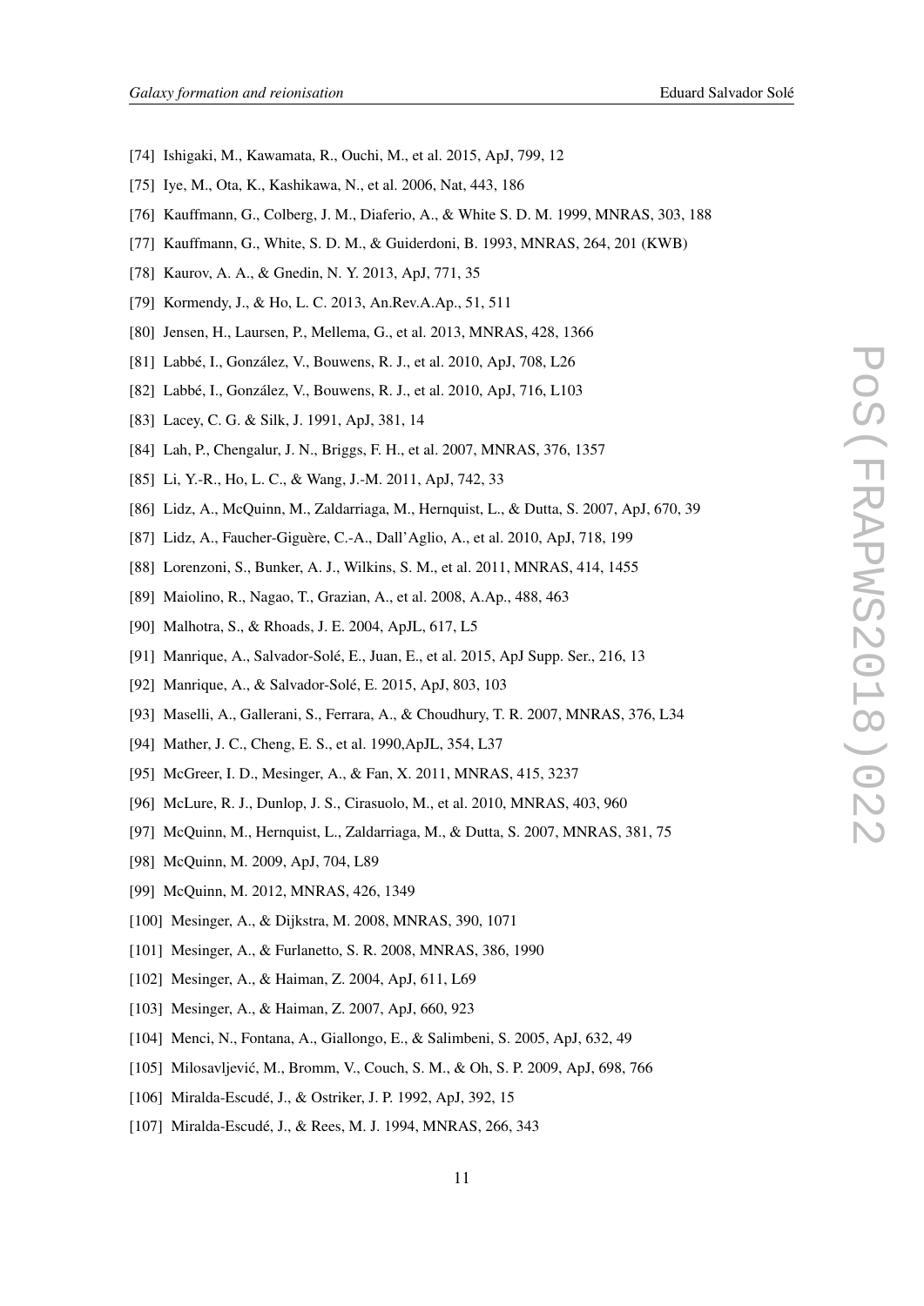[74] Ishigaki, M., Kawamata, R., Ouchi, M., et al. 2015, ApJ, 799, 12

[75] Iye, M., Ota, K., Kashikawa, N., et al. 2006, Nat, 443, 186

[76] Kauffmann, G., Colberg, J. M., Diaferio, A., & White S. D. M. 1999, MNRAS, 303, 188

[77] Kauffmann, G., White, S. D. M., & Guiderdoni, B. 1993, MNRAS, 264, 201 (KWB)

[78] Kaurov, A. A., & Gnedin, N. Y. 2013, ApJ, 771, 35

[79] Kormendy, J., & Ho, L. C. 2013, An.Rev.A.Ap., 51, 511

[80] Jensen, H., Laursen, P., Mellema, G., et al. 2013, MNRAS, 428, 1366

[81] Labbé, I., González, V., Bouwens, R. J., et al. 2010, ApJ, 708, L26

[82] Labbé, I., González, V., Bouwens, R. J., et al. 2010, ApJ, 716, L103

[83] Lacey, C. G. & Silk, J. 1991, ApJ, 381, 14

[84] Lah, P., Chengalur, J. N., Briggs, F. H., et al. 2007, MNRAS, 376, 1357

[85] Li, Y.-R., Ho, L. C., & Wang, J.-M. 2011, ApJ, 742, 33

[86] Lidz, A., McQuinn, M., Zaldarriaga, M., Hernquist, L., & Dutta, S. 2007, ApJ, 670, 39

[87] Lidz, A., Faucher-Giguère, C.-A., Dall'Aglio, A., et al. 2010, ApJ, 718, 199

[88] Lorenzoni, S., Bunker, A. J., Wilkins, S. M., et al. 2011, MNRAS, 414, 1455

[89] Maiolino, R., Nagao, T., Grazian, A., et al. 2008, A.Ap., 488, 463

[90] Malhotra, S., & Rhoads, J. E. 2004, ApJL, 617, L5

[91] Manrique, A., Salvador-Solé, E., Juan, E., et al. 2015, ApJ Supp. Ser., 216, 13

[92] Manrique, A., & Salvador-Solé, E. 2015, ApJ, 803, 103

[93] Maselli, A., Gallerani, S., Ferrara, A., & Choudhury, T. R. 2007, MNRAS, 376, L34

[94] Mather, J. C., Cheng, E. S., et al. 1990,ApJL, 354, L37

[95] McGreer, I. D., Mesinger, A., & Fan, X. 2011, MNRAS, 415, 3237

[96] McLure, R. J., Dunlop, J. S., Cirasuolo, M., et al. 2010, MNRAS, 403, 960

[97] McQuinn, M., Hernquist, L., Zaldarriaga, M., & Dutta, S. 2007, MNRAS, 381, 75

[98] McQuinn, M. 2009, ApJ, 704, L89

[99] McQuinn, M. 2012, MNRAS, 426, 1349

[100] Mesinger, A., & Dijkstra, M. 2008, MNRAS, 390, 1071

[101] Mesinger, A., & Furlanetto, S. R. 2008, MNRAS, 386, 1990

[102] Mesinger, A., & Haiman, Z. 2004, ApJ, 611, L69

[103] Mesinger, A., & Haiman, Z. 2007, ApJ, 660, 923

[104] Menci, N., Fontana, A., Giallongo, E., & Salimbeni, S. 2005, ApJ, 632, 49

[105] Milosavljević, M., Bromm, V., Couch, S. M., & Oh, S. P. 2009, ApJ, 698, 766

[106] Miralda-Escudé, J., & Ostriker, J. P. 1992, ApJ, 392, 15

[107] Miralda-Escudé, J., & Rees, M. J. 1994, MNRAS, 266, 343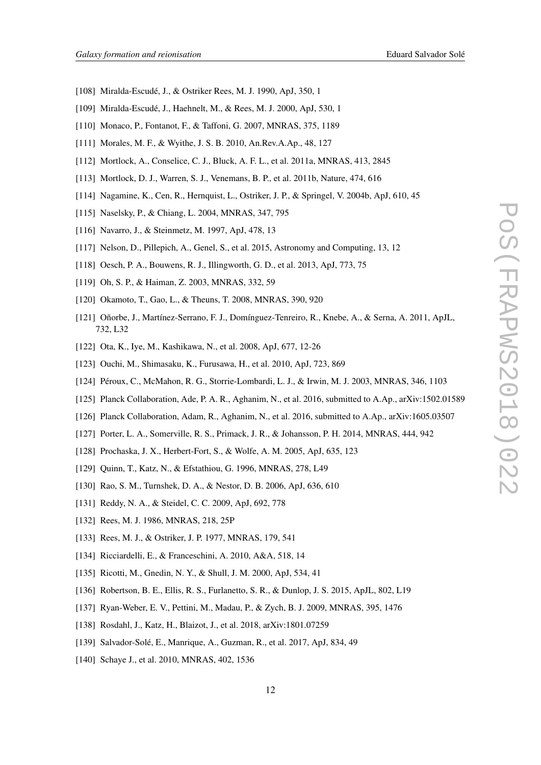[108] Miralda-Escudé, J., & Ostriker Rees, M. J. 1990, ApJ, 350, 1

[109] Miralda-Escudé, J., Haehnelt, M., & Rees, M. J. 2000, ApJ, 530, 1

[110] Monaco, P., Fontanot, F., & Taffoni, G. 2007, MNRAS, 375, 1189

[111] Morales, M. F., & Wyithe, J. S. B. 2010, An.Rev.A.Ap., 48, 127

[112] Mortlock, A., Conselice, C. J., Bluck, A. F. L., et al. 2011a, MNRAS, 413, 2845

[113] Mortlock, D. J., Warren, S. J., Venemans, B. P., et al. 2011b, Nature, 474, 616

[114] Nagamine, K., Cen, R., Hernquist, L., Ostriker, J. P., & Springel, V. 2004b, ApJ, 610, 45

[115] Naselsky, P., & Chiang, L. 2004, MNRAS, 347, 795

[116] Navarro, J., & Steinmetz, M. 1997, ApJ, 478, 13

[117] Nelson, D., Pillepich, A., Genel, S., et al. 2015, Astronomy and Computing, 13, 12

[118] Oesch, P. A., Bouwens, R. J., Illingworth, G. D., et al. 2013, ApJ, 773, 75

[119] Oh, S. P., & Haiman, Z. 2003, MNRAS, 332, 59

[120] Okamoto, T., Gao, L., & Theuns, T. 2008, MNRAS, 390, 920

[121] Oñorbe, J., Martínez-Serrano, F. J., Domínguez-Tenreiro, R., Knebe, A., & Serna, A. 2011, ApJL, 732, L32

[122] Ota, K., Iye, M., Kashikawa, N., et al. 2008, ApJ, 677, 12-26

[123] Ouchi, M., Shimasaku, K., Furusawa, H., et al. 2010, ApJ, 723, 869

[124] Péroux, C., McMahon, R. G., Storrie-Lombardi, L. J., & Irwin, M. J. 2003, MNRAS, 346, 1103

[125] Planck Collaboration, Ade, P. A. R., Aghanim, N., et al. 2016, submitted to A.Ap., arXiv:1502.01589

[126] Planck Collaboration, Adam, R., Aghanim, N., et al. 2016, submitted to A.Ap., arXiv:1605.03507

[127] Porter, L. A., Somerville, R. S., Primack, J. R., & Johansson, P. H. 2014, MNRAS, 444, 942

[128] Prochaska, J. X., Herbert-Fort, S., & Wolfe, A. M. 2005, ApJ, 635, 123

[129] Quinn, T., Katz, N., & Efstathiou, G. 1996, MNRAS, 278, L49

[130] Rao, S. M., Turnshek, D. A., & Nestor, D. B. 2006, ApJ, 636, 610

[131] Reddy, N. A., & Steidel, C. C. 2009, ApJ, 692, 778

[132] Rees, M. J. 1986, MNRAS, 218, 25P

[133] Rees, M. J., & Ostriker, J. P. 1977, MNRAS, 179, 541

[134] Ricciardelli, E., & Franceschini, A. 2010, A&A, 518, 14

[135] Ricotti, M., Gnedin, N. Y., & Shull, J. M. 2000, ApJ, 534, 41

[136] Robertson, B. E., Ellis, R. S., Furlanetto, S. R., & Dunlop, J. S. 2015, ApJL, 802, L19

[137] Ryan-Weber, E. V., Pettini, M., Madau, P., & Zych, B. J. 2009, MNRAS, 395, 1476

[138] Rosdahl, J., Katz, H., Blaizot, J., et al. 2018, arXiv:1801.07259

[139] Salvador-Solé, E., Manrique, A., Guzman, R., et al. 2017, ApJ, 834, 49

[140] Schaye J., et al. 2010, MNRAS, 402, 1536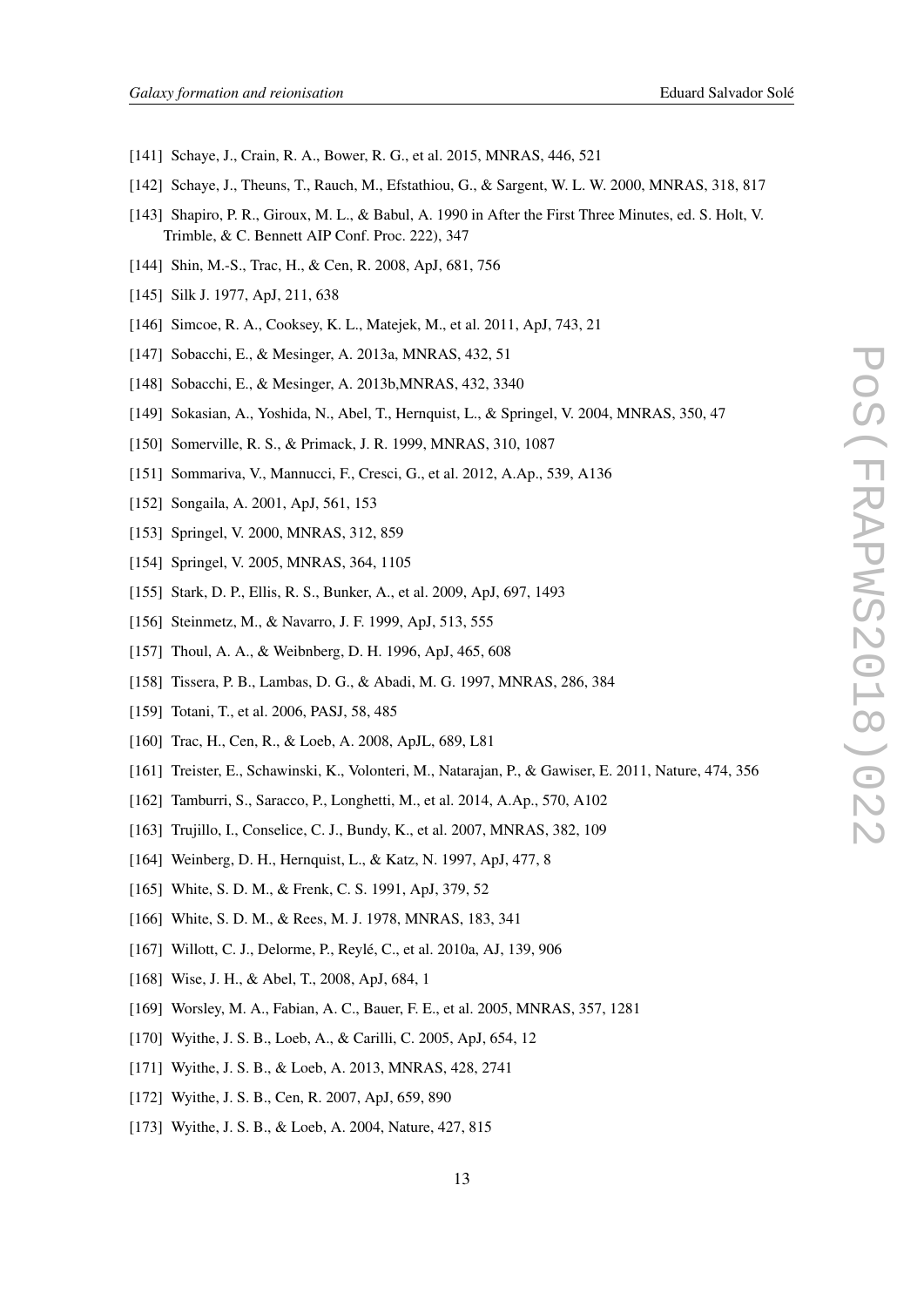[141] Schaye, J., Crain, R. A., Bower, R. G., et al. 2015, MNRAS, 446, 521

[142] Schaye, J., Theuns, T., Rauch, M., Efstathiou, G., & Sargent, W. L. W. 2000, MNRAS, 318, 817

[143] Shapiro, P. R., Giroux, M. L., & Babul, A. 1990 in After the First Three Minutes, ed. S. Holt, V. Trimble, & C. Bennett AIP Conf. Proc. 222), 347

[144] Shin, M.-S., Trac, H., & Cen, R. 2008, ApJ, 681, 756

[145] Silk J. 1977, ApJ, 211, 638

[146] Simcoe, R. A., Cooksey, K. L., Matejek, M., et al. 2011, ApJ, 743, 21

[147] Sobacchi, E., & Mesinger, A. 2013a, MNRAS, 432, 51

[148] Sobacchi, E., & Mesinger, A. 2013b,MNRAS, 432, 3340

[149] Sokasian, A., Yoshida, N., Abel, T., Hernquist, L., & Springel, V. 2004, MNRAS, 350, 47

[150] Somerville, R. S., & Primack, J. R. 1999, MNRAS, 310, 1087

[151] Sommariva, V., Mannucci, F., Cresci, G., et al. 2012, A.Ap., 539, A136

[152] Songaila, A. 2001, ApJ, 561, 153

[153] Springel, V. 2000, MNRAS, 312, 859

[154] Springel, V. 2005, MNRAS, 364, 1105

[155] Stark, D. P., Ellis, R. S., Bunker, A., et al. 2009, ApJ, 697, 1493

[156] Steinmetz, M., & Navarro, J. F. 1999, ApJ, 513, 555

[157] Thoul, A. A., & Weibnberg, D. H. 1996, ApJ, 465, 608

[158] Tissera, P. B., Lambas, D. G., & Abadi, M. G. 1997, MNRAS, 286, 384

[159] Totani, T., et al. 2006, PASJ, 58, 485

[160] Trac, H., Cen, R., & Loeb, A. 2008, ApJL, 689, L81

[161] Treister, E., Schawinski, K., Volonteri, M., Natarajan, P., & Gawiser, E. 2011, Nature, 474, 356

[162] Tamburri, S., Saracco, P., Longhetti, M., et al. 2014, A.Ap., 570, A102

[163] Trujillo, I., Conselice, C. J., Bundy, K., et al. 2007, MNRAS, 382, 109

[164] Weinberg, D. H., Hernquist, L., & Katz, N. 1997, ApJ, 477, 8

[165] White, S. D. M., & Frenk, C. S. 1991, ApJ, 379, 52

[166] White, S. D. M., & Rees, M. J. 1978, MNRAS, 183, 341

[167] Willott, C. J., Delorme, P., Reylé, C., et al. 2010a, AJ, 139, 906

[168] Wise, J. H., & Abel, T., 2008, ApJ, 684, 1

[169] Worsley, M. A., Fabian, A. C., Bauer, F. E., et al. 2005, MNRAS, 357, 1281

[170] Wyithe, J. S. B., Loeb, A., & Carilli, C. 2005, ApJ, 654, 12

[171] Wyithe, J. S. B., & Loeb, A. 2013, MNRAS, 428, 2741

[172] Wyithe, J. S. B., Cen, R. 2007, ApJ, 659, 890

[173] Wyithe, J. S. B., & Loeb, A. 2004, Nature, 427, 815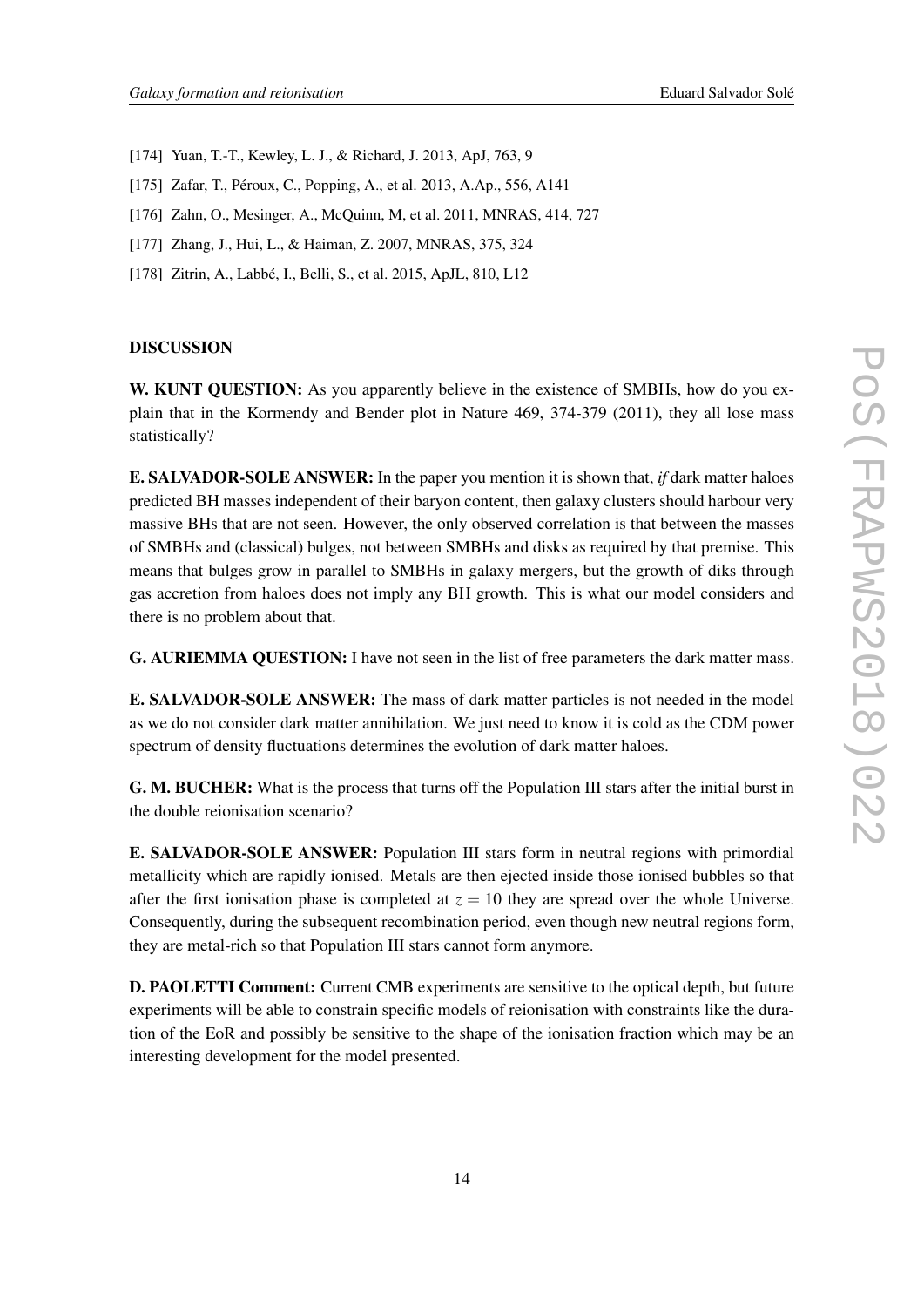[174] Yuan, T.-T., Kewley, L. J., & Richard, J. 2013, ApJ, 763, 9

[175] Zafar, T., Péroux, C., Popping, A., et al. 2013, A.Ap., 556, A141

[176] Zahn, O., Mesinger, A., McQuinn, M, et al. 2011, MNRAS, 414, 727

[177] Zhang, J., Hui, L., & Haiman, Z. 2007, MNRAS, 375, 324

[178] Zitrin, A., Labbé, I., Belli, S., et al. 2015, ApJL, 810, L12

## DISCUSSION

**W. KUNT QUESTION:** As you apparently believe in the existence of SMBHs, how do you explain that in the Kormendy and Bender plot in Nature 469, 374-379 (2011), they all lose mass statistically?

**E. SALVADOR-SOLE ANSWER:** In the paper you mention it is shown that, *if* dark matter haloes predicted BH masses independent of their baryon content, then galaxy clusters should harbour very massive BHs that are not seen. However, the only observed correlation is that between the masses of SMBHs and (classical) bulges, not between SMBHs and disks as required by that premise. This means that bulges grow in parallel to SMBHs in galaxy mergers, but the growth of diks through gas accretion from haloes does not imply any BH growth. This is what our model considers and there is no problem about that.

**G. AURIEMMA QUESTION:** I have not seen in the list of free parameters the dark matter mass.

**E. SALVADOR-SOLE ANSWER:** The mass of dark matter particles is not needed in the model as we do not consider dark matter annihilation. We just need to know it is cold as the CDM power spectrum of density fluctuations determines the evolution of dark matter haloes.

**G. M. BUCHER:** What is the process that turns off the Population III stars after the initial burst in the double reionisation scenario?

**E. SALVADOR-SOLE ANSWER:** Population III stars form in neutral regions with primordial metallicity which are rapidly ionised. Metals are then ejected inside those ionised bubbles so that after the first ionisation phase is completed at $z = 10$ they are spread over the whole Universe. Consequently, during the subsequent recombination period, even though new neutral regions form, they are metal-rich so that Population III stars cannot form anymore.

**D. PAOLETTI Comment:** Current CMB experiments are sensitive to the optical depth, but future experiments will be able to constrain specific models of reionisation with constraints like the duration of the EoR and possibly be sensitive to the shape of the ionisation fraction which may be an interesting development for the model presented.